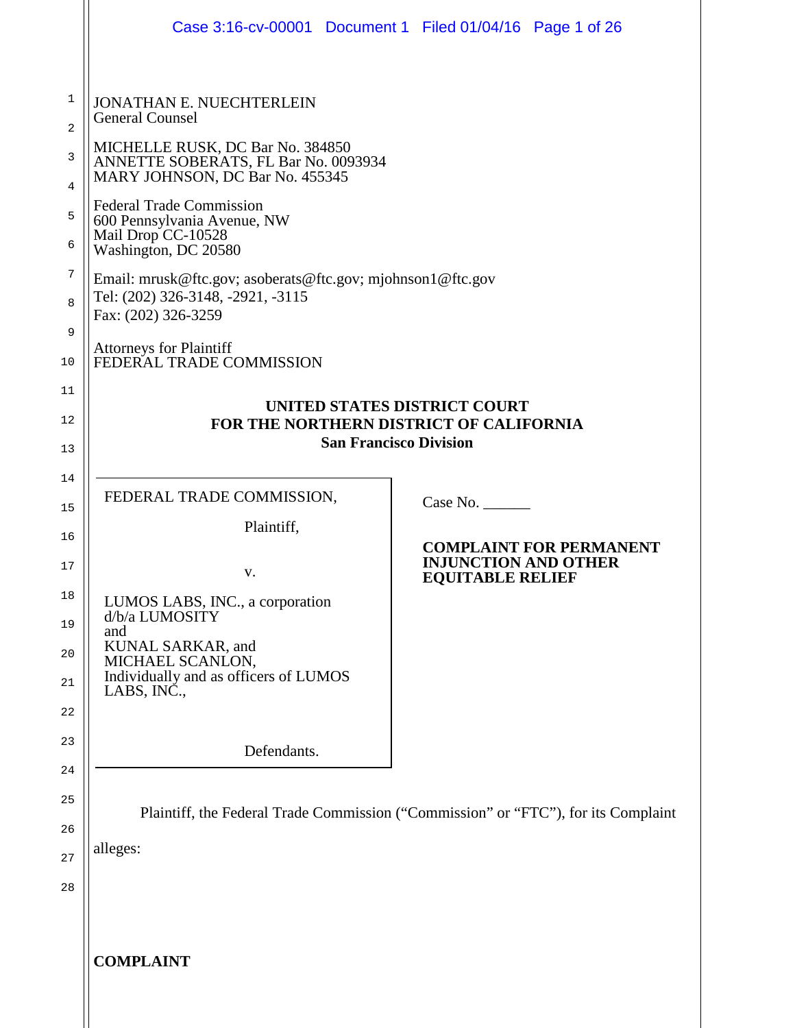JONATHAN E. NUECHTERLEIN
General Counsel

MICHELLE RUSK, DC Bar No. 384850
ANNETTE SOBERATS, FL Bar No. 0093934
MARY JOHNSON, DC Bar No. 455345

Federal Trade Commission
600 Pennsylvania Avenue, NW
Mail Drop CC-10528
Washington, DC 20580

Email: mrusk@ftc.gov; asoberats@ftc.gov; mjohnson1@ftc.gov
Tel: (202) 326-3148, -2921, -3115
Fax: (202) 326-3259

Attorneys for Plaintiff
FEDERAL TRADE COMMISSION

**UNITED STATES DISTRICT COURT**
**FOR THE NORTHERN DISTRICT OF CALIFORNIA**
**San Francisco Division**

| | |
|---|---|
| FEDERAL TRADE COMMISSION,<br><br>Plaintiff,<br><br>v.<br><br>LUMOS LABS, INC., a corporation d/b/a LUMOSITY and KUNAL SARKAR, and MICHAEL SCANLON, Individually and as officers of LUMOS LABS, INC.,<br><br>Defendants. | Case No. ______<br><br>**COMPLAINT FOR PERMANENT INJUNCTION AND OTHER EQUITABLE RELIEF** |

Plaintiff, the Federal Trade Commission ("Commission" or "FTC"), for its Complaint alleges:

**COMPLAINT**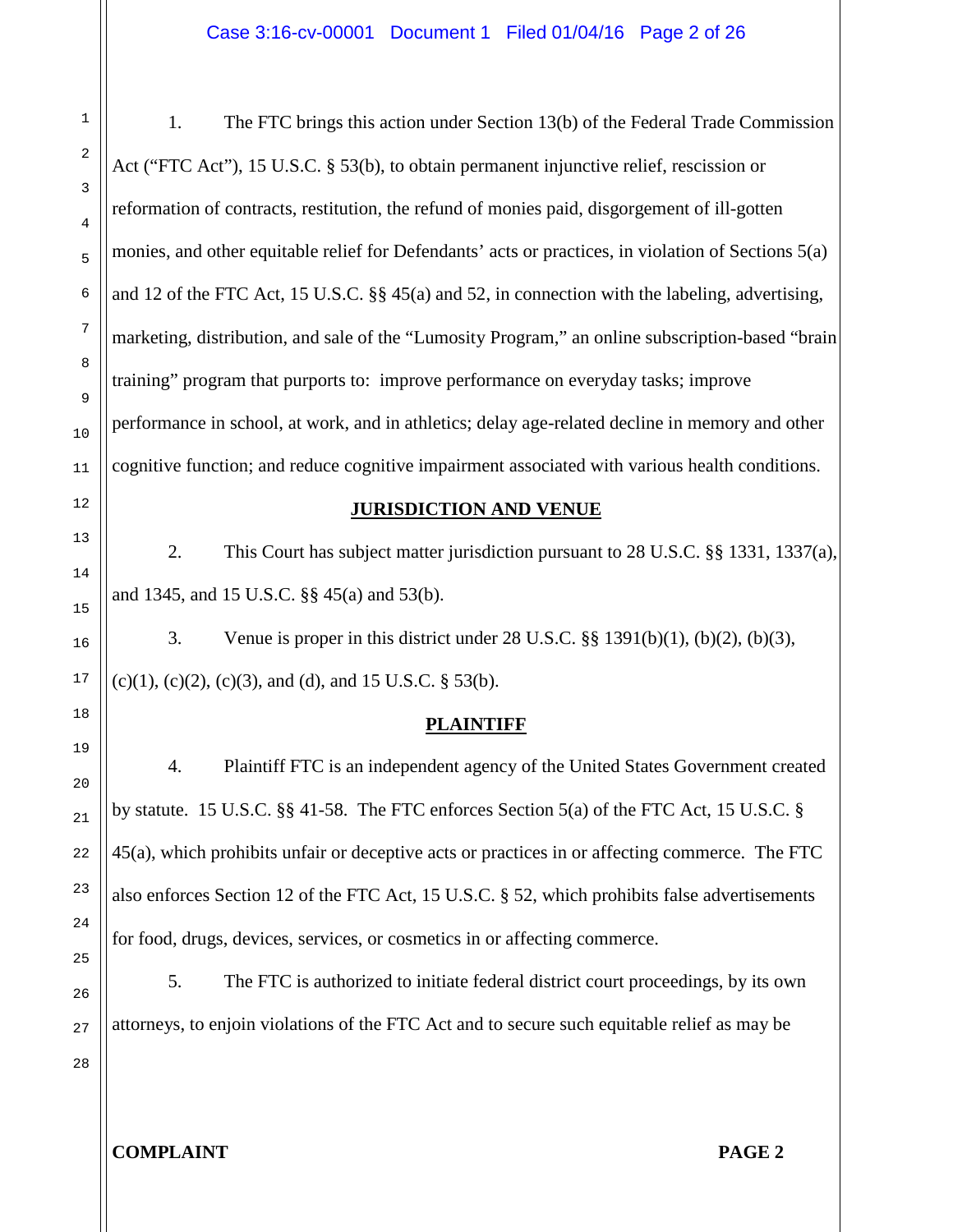1. The FTC brings this action under Section 13(b) of the Federal Trade Commission Act ("FTC Act"), 15 U.S.C. § 53(b), to obtain permanent injunctive relief, rescission or reformation of contracts, restitution, the refund of monies paid, disgorgement of ill-gotten monies, and other equitable relief for Defendants' acts or practices, in violation of Sections 5(a) and 12 of the FTC Act, 15 U.S.C. §§ 45(a) and 52, in connection with the labeling, advertising, marketing, distribution, and sale of the "Lumosity Program," an online subscription-based "brain training" program that purports to: improve performance on everyday tasks; improve performance in school, at work, and in athletics; delay age-related decline in memory and other cognitive function; and reduce cognitive impairment associated with various health conditions.

## JURISDICTION AND VENUE

2. This Court has subject matter jurisdiction pursuant to 28 U.S.C. §§ 1331, 1337(a), and 1345, and 15 U.S.C. §§ 45(a) and 53(b).

3. Venue is proper in this district under 28 U.S.C. §§ 1391(b)(1), (b)(2), (b)(3), (c)(1), (c)(2), (c)(3), and (d), and 15 U.S.C. § 53(b).

## PLAINTIFF

4. Plaintiff FTC is an independent agency of the United States Government created by statute. 15 U.S.C. §§ 41-58. The FTC enforces Section 5(a) of the FTC Act, 15 U.S.C. § 45(a), which prohibits unfair or deceptive acts or practices in or affecting commerce. The FTC also enforces Section 12 of the FTC Act, 15 U.S.C. § 52, which prohibits false advertisements for food, drugs, devices, services, or cosmetics in or affecting commerce.

5. The FTC is authorized to initiate federal district court proceedings, by its own attorneys, to enjoin violations of the FTC Act and to secure such equitable relief as may be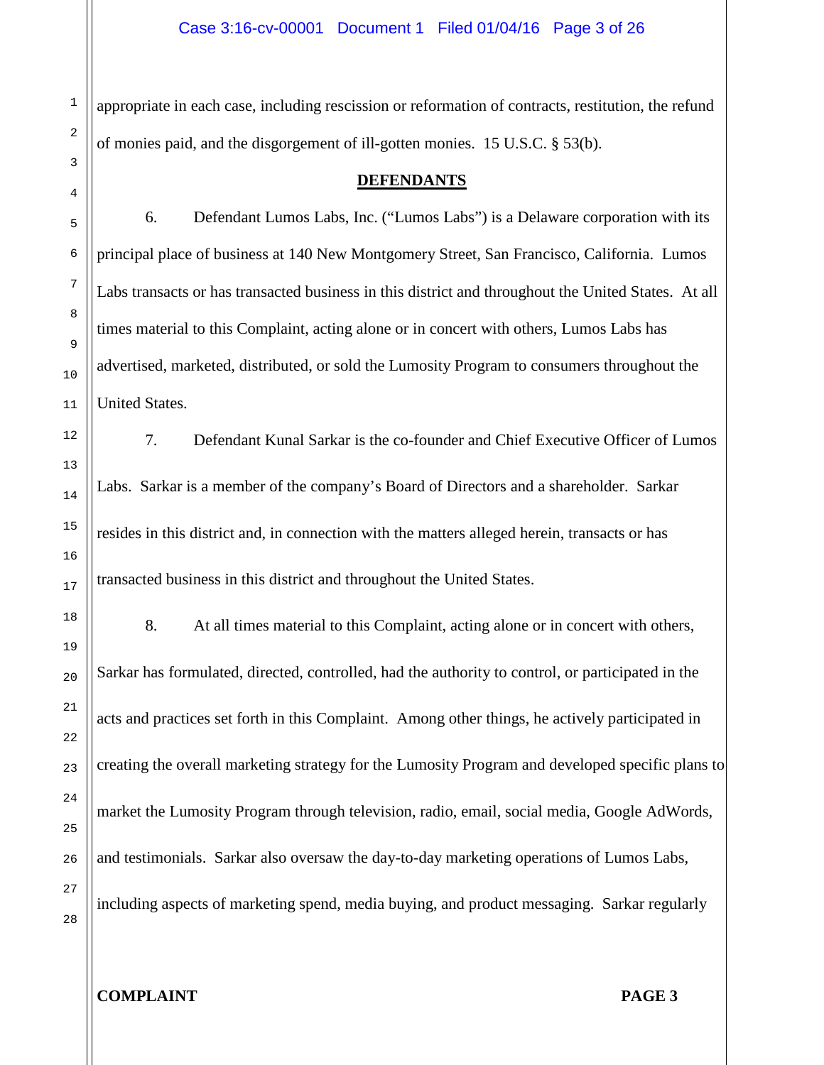appropriate in each case, including rescission or reformation of contracts, restitution, the refund of monies paid, and the disgorgement of ill-gotten monies. 15 U.S.C. § 53(b).

## DEFENDANTS

6. Defendant Lumos Labs, Inc. ("Lumos Labs") is a Delaware corporation with its principal place of business at 140 New Montgomery Street, San Francisco, California. Lumos Labs transacts or has transacted business in this district and throughout the United States. At all times material to this Complaint, acting alone or in concert with others, Lumos Labs has advertised, marketed, distributed, or sold the Lumosity Program to consumers throughout the United States.

7. Defendant Kunal Sarkar is the co-founder and Chief Executive Officer of Lumos Labs. Sarkar is a member of the company's Board of Directors and a shareholder. Sarkar resides in this district and, in connection with the matters alleged herein, transacts or has transacted business in this district and throughout the United States.

8. At all times material to this Complaint, acting alone or in concert with others, Sarkar has formulated, directed, controlled, had the authority to control, or participated in the acts and practices set forth in this Complaint. Among other things, he actively participated in creating the overall marketing strategy for the Lumosity Program and developed specific plans to market the Lumosity Program through television, radio, email, social media, Google AdWords, and testimonials. Sarkar also oversaw the day-to-day marketing operations of Lumos Labs, including aspects of marketing spend, media buying, and product messaging. Sarkar regularly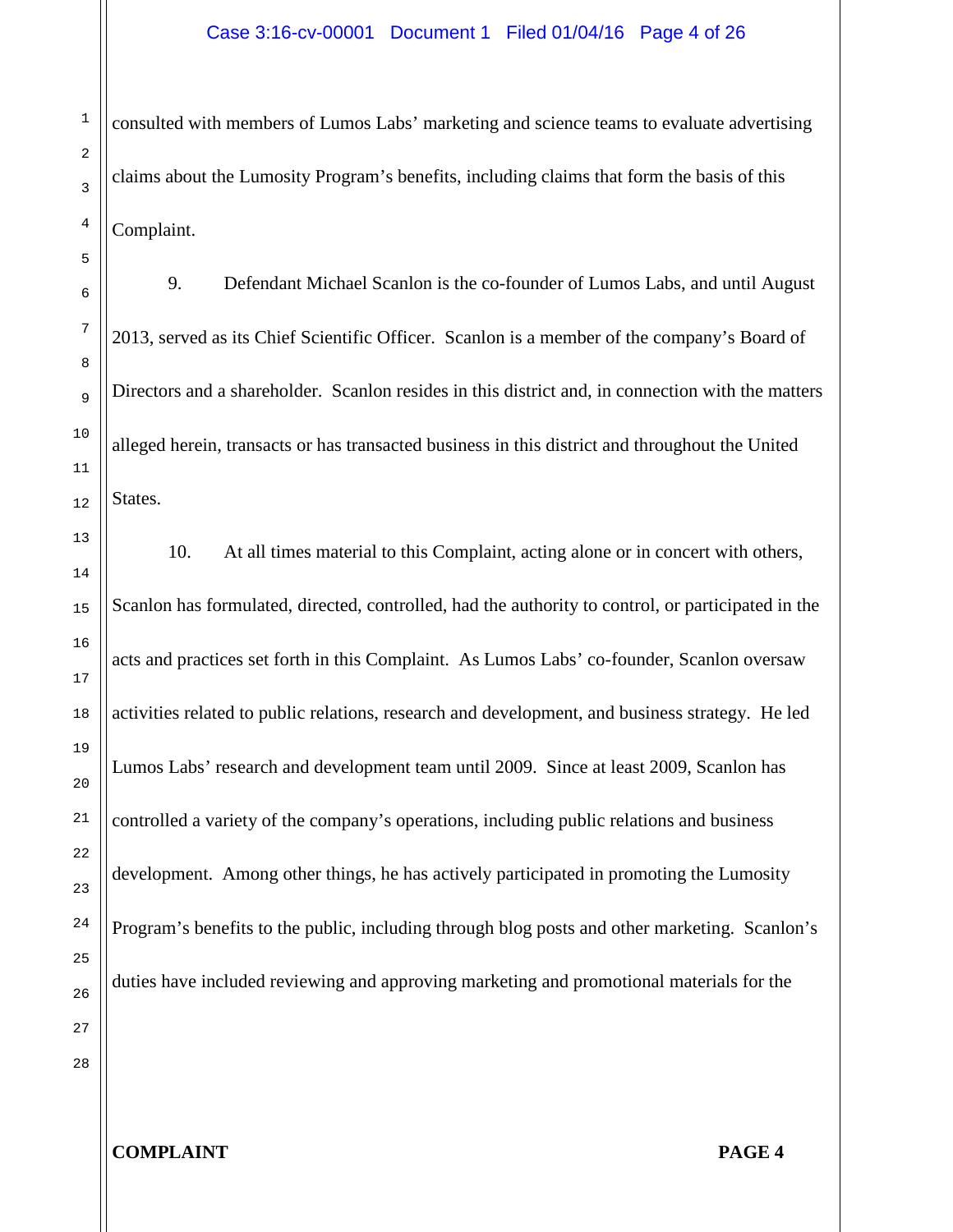consulted with members of Lumos Labs' marketing and science teams to evaluate advertising claims about the Lumosity Program's benefits, including claims that form the basis of this Complaint.

9. Defendant Michael Scanlon is the co-founder of Lumos Labs, and until August 2013, served as its Chief Scientific Officer. Scanlon is a member of the company's Board of Directors and a shareholder. Scanlon resides in this district and, in connection with the matters alleged herein, transacts or has transacted business in this district and throughout the United States.

10. At all times material to this Complaint, acting alone or in concert with others, Scanlon has formulated, directed, controlled, had the authority to control, or participated in the acts and practices set forth in this Complaint. As Lumos Labs' co-founder, Scanlon oversaw activities related to public relations, research and development, and business strategy. He led Lumos Labs' research and development team until 2009. Since at least 2009, Scanlon has controlled a variety of the company's operations, including public relations and business development. Among other things, he has actively participated in promoting the Lumosity Program's benefits to the public, including through blog posts and other marketing. Scanlon's duties have included reviewing and approving marketing and promotional materials for the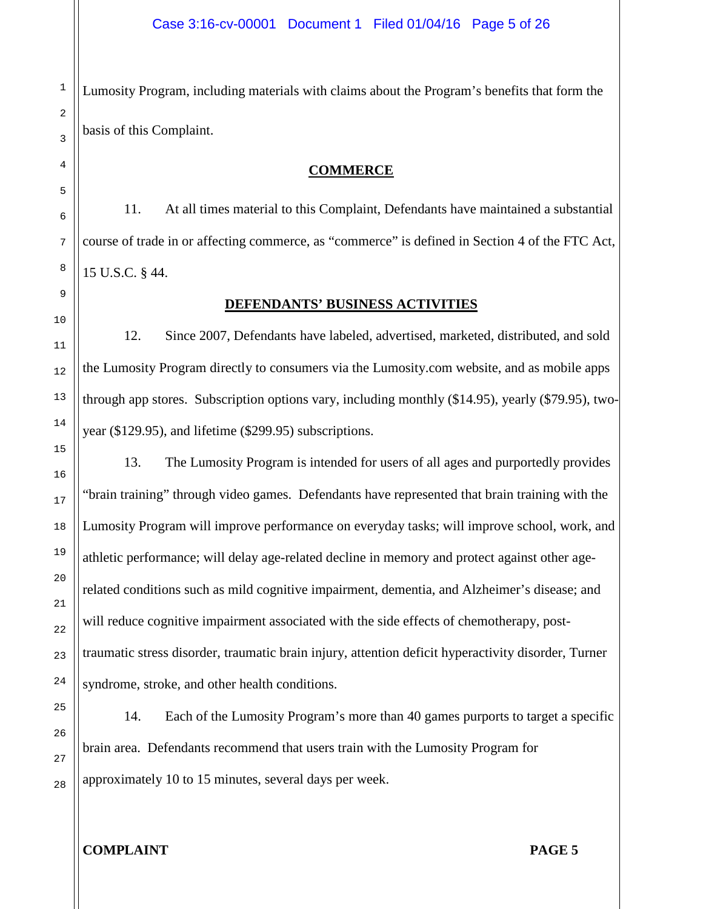Lumosity Program, including materials with claims about the Program's benefits that form the basis of this Complaint.

## COMMERCE

11. At all times material to this Complaint, Defendants have maintained a substantial course of trade in or affecting commerce, as "commerce" is defined in Section 4 of the FTC Act, 15 U.S.C. § 44.

## DEFENDANTS' BUSINESS ACTIVITIES

12. Since 2007, Defendants have labeled, advertised, marketed, distributed, and sold the Lumosity Program directly to consumers via the Lumosity.com website, and as mobile apps through app stores. Subscription options vary, including monthly ($14.95), yearly ($79.95), two-year ($129.95), and lifetime ($299.95) subscriptions.

13. The Lumosity Program is intended for users of all ages and purportedly provides "brain training" through video games. Defendants have represented that brain training with the Lumosity Program will improve performance on everyday tasks; will improve school, work, and athletic performance; will delay age-related decline in memory and protect against other age-related conditions such as mild cognitive impairment, dementia, and Alzheimer's disease; and will reduce cognitive impairment associated with the side effects of chemotherapy, post-traumatic stress disorder, traumatic brain injury, attention deficit hyperactivity disorder, Turner syndrome, stroke, and other health conditions.

14. Each of the Lumosity Program's more than 40 games purports to target a specific brain area. Defendants recommend that users train with the Lumosity Program for approximately 10 to 15 minutes, several days per week.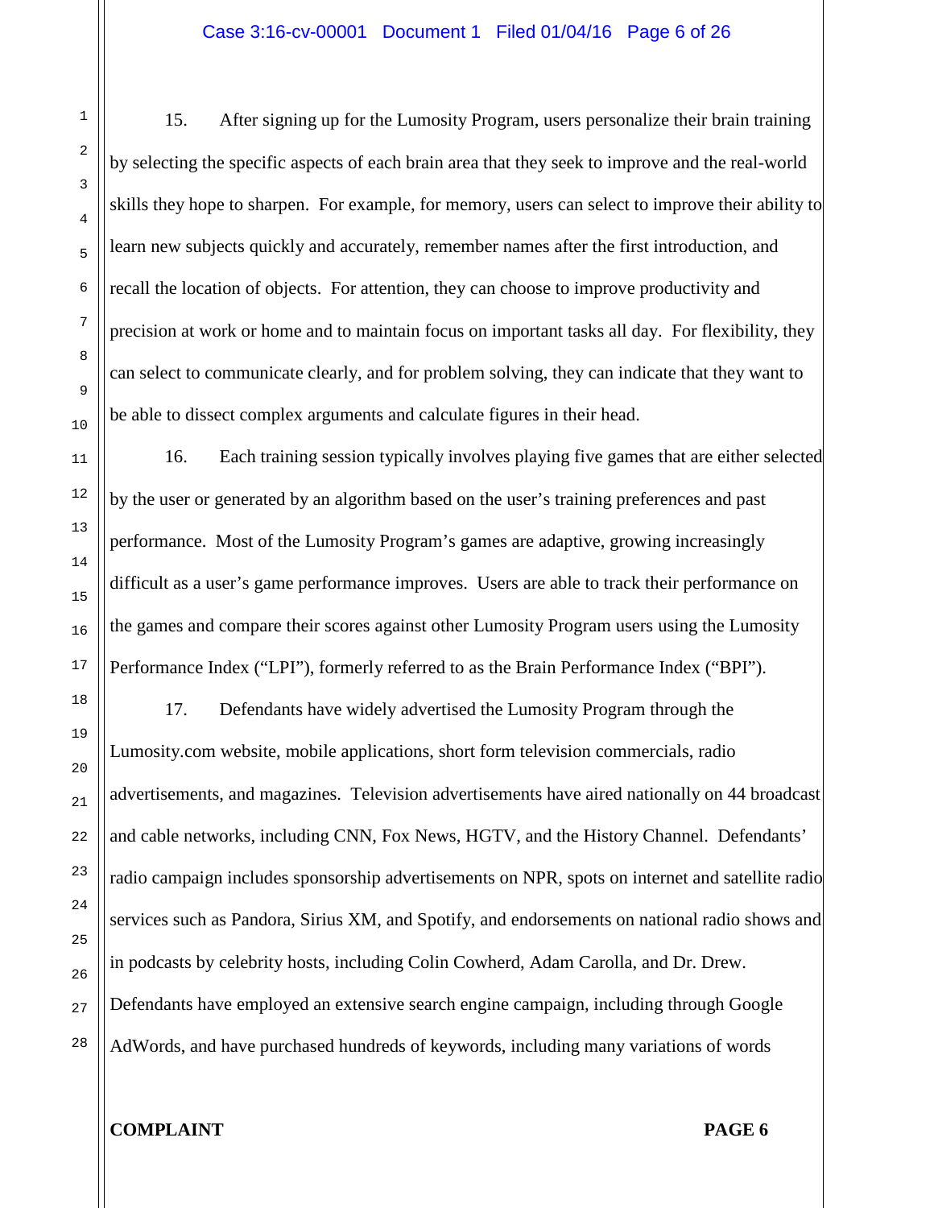15. After signing up for the Lumosity Program, users personalize their brain training by selecting the specific aspects of each brain area that they seek to improve and the real-world skills they hope to sharpen. For example, for memory, users can select to improve their ability to learn new subjects quickly and accurately, remember names after the first introduction, and recall the location of objects. For attention, they can choose to improve productivity and precision at work or home and to maintain focus on important tasks all day. For flexibility, they can select to communicate clearly, and for problem solving, they can indicate that they want to be able to dissect complex arguments and calculate figures in their head.

16. Each training session typically involves playing five games that are either selected by the user or generated by an algorithm based on the user's training preferences and past performance. Most of the Lumosity Program's games are adaptive, growing increasingly difficult as a user's game performance improves. Users are able to track their performance on the games and compare their scores against other Lumosity Program users using the Lumosity Performance Index ("LPI"), formerly referred to as the Brain Performance Index ("BPI").

17. Defendants have widely advertised the Lumosity Program through the Lumosity.com website, mobile applications, short form television commercials, radio advertisements, and magazines. Television advertisements have aired nationally on 44 broadcast and cable networks, including CNN, Fox News, HGTV, and the History Channel. Defendants' radio campaign includes sponsorship advertisements on NPR, spots on internet and satellite radio services such as Pandora, Sirius XM, and Spotify, and endorsements on national radio shows and in podcasts by celebrity hosts, including Colin Cowherd, Adam Carolla, and Dr. Drew. Defendants have employed an extensive search engine campaign, including through Google AdWords, and have purchased hundreds of keywords, including many variations of words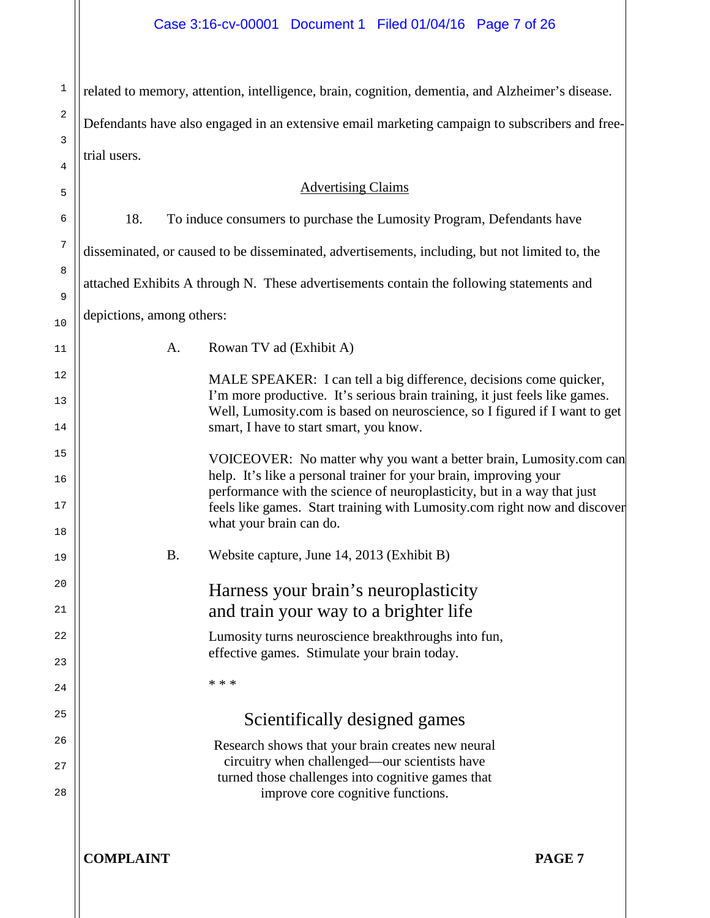related to memory, attention, intelligence, brain, cognition, dementia, and Alzheimer's disease. Defendants have also engaged in an extensive email marketing campaign to subscribers and free-trial users.

## Advertising Claims

18. To induce consumers to purchase the Lumosity Program, Defendants have disseminated, or caused to be disseminated, advertisements, including, but not limited to, the attached Exhibits A through N. These advertisements contain the following statements and depictions, among others:

A. Rowan TV ad (Exhibit A)

> MALE SPEAKER: I can tell a big difference, decisions come quicker, I'm more productive. It's serious brain training, it just feels like games. Well, Lumosity.com is based on neuroscience, so I figured if I want to get smart, I have to start smart, you know.
>
> VOICEOVER: No matter why you want a better brain, Lumosity.com can help. It's like a personal trainer for your brain, improving your performance with the science of neuroplasticity, but in a way that just feels like games. Start training with Lumosity.com right now and discover what your brain can do.

B. Website capture, June 14, 2013 (Exhibit B)

> Harness your brain's neuroplasticity and train your way to a brighter life
>
> Lumosity turns neuroscience breakthroughs into fun, effective games. Stimulate your brain today.
>
> * * *
>
> Scientifically designed games
>
> Research shows that your brain creates new neural circuitry when challenged—our scientists have turned those challenges into cognitive games that improve core cognitive functions.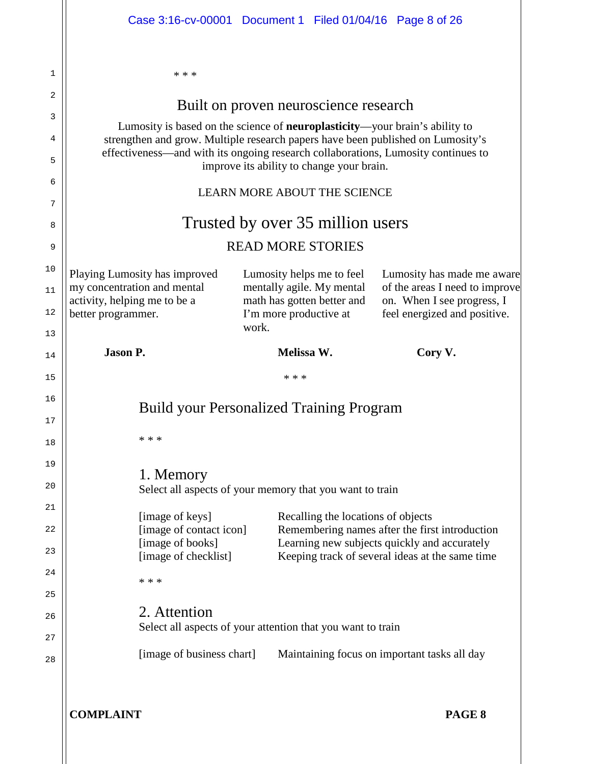\* \* \*

## Built on proven neuroscience research

Lumosity is based on the science of **neuroplasticity**—your brain's ability to strengthen and grow. Multiple research papers have been published on Lumosity's effectiveness—and with its ongoing research collaborations, Lumosity continues to improve its ability to change your brain.

LEARN MORE ABOUT THE SCIENCE

## Trusted by over 35 million users

READ MORE STORIES

Playing Lumosity has improved my concentration and mental activity, helping me to be a better programmer.

**Jason P.**

Lumosity helps me to feel mentally agile. My mental math has gotten better and I'm more productive at work.

**Melissa W.**

Lumosity has made me aware of the areas I need to improve on. When I see progress, I feel energized and positive.

**Cory V.**

\* \* \*

## Build your Personalized Training Program

\* \* \*

### 1. Memory

Select all aspects of your memory that you want to train

| | |
|---|---|
| [image of keys] | Recalling the locations of objects |
| [image of contact icon] | Remembering names after the first introduction |
| [image of books] | Learning new subjects quickly and accurately |
| [image of checklist] | Keeping track of several ideas at the same time |

\* \* \*

### 2. Attention

Select all aspects of your attention that you want to train

| | |
|---|---|
| [image of business chart] | Maintaining focus on important tasks all day |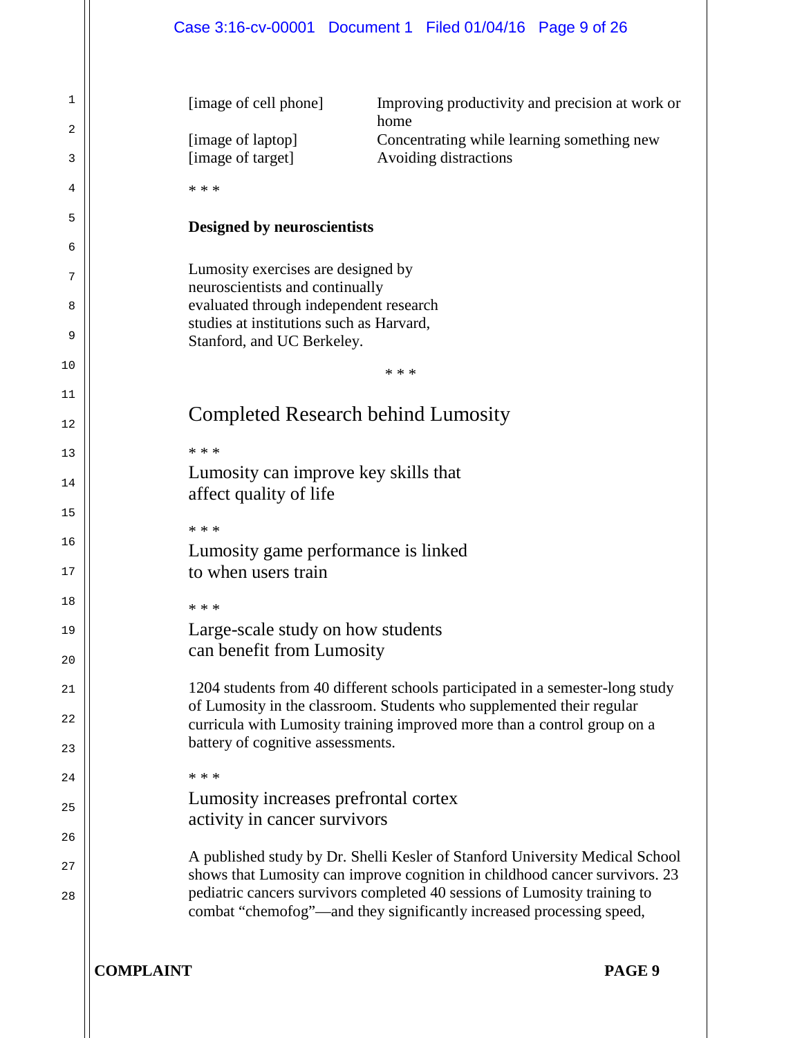| | |
|---|---|
| [image of cell phone] | Improving productivity and precision at work or home |
| [image of laptop] | Concentrating while learning something new |
| [image of target] | Avoiding distractions |

\* \* \*

**Designed by neuroscientists**

Lumosity exercises are designed by neuroscientists and continually evaluated through independent research studies at institutions such as Harvard, Stanford, and UC Berkeley.

\* \* \*

## Completed Research behind Lumosity

\* \* \*

### Lumosity can improve key skills that affect quality of life

\* \* \*

### Lumosity game performance is linked to when users train

\* \* \*

### Large-scale study on how students can benefit from Lumosity

1204 students from 40 different schools participated in a semester-long study of Lumosity in the classroom. Students who supplemented their regular curricula with Lumosity training improved more than a control group on a battery of cognitive assessments.

\* \* \*

### Lumosity increases prefrontal cortex activity in cancer survivors

A published study by Dr. Shelli Kesler of Stanford University Medical School shows that Lumosity can improve cognition in childhood cancer survivors. 23 pediatric cancers survivors completed 40 sessions of Lumosity training to combat "chemofog"—and they significantly increased processing speed,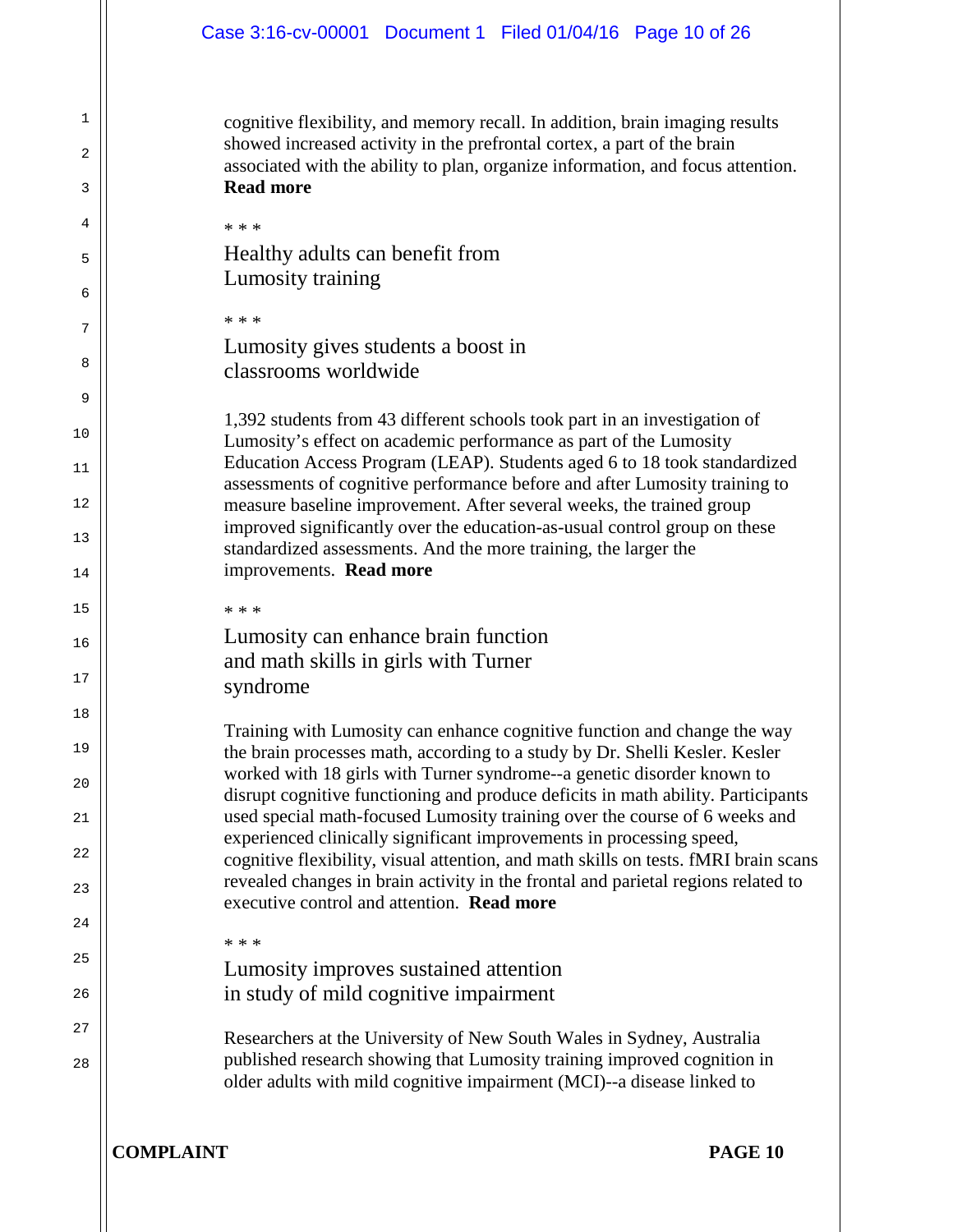cognitive flexibility, and memory recall. In addition, brain imaging results showed increased activity in the prefrontal cortex, a part of the brain associated with the ability to plan, organize information, and focus attention. **Read more**

* * *

Healthy adults can benefit from Lumosity training

* * *

Lumosity gives students a boost in classrooms worldwide

1,392 students from 43 different schools took part in an investigation of Lumosity's effect on academic performance as part of the Lumosity Education Access Program (LEAP). Students aged 6 to 18 took standardized assessments of cognitive performance before and after Lumosity training to measure baseline improvement. After several weeks, the trained group improved significantly over the education-as-usual control group on these standardized assessments. And the more training, the larger the improvements. **Read more**

* * *

Lumosity can enhance brain function and math skills in girls with Turner syndrome

Training with Lumosity can enhance cognitive function and change the way the brain processes math, according to a study by Dr. Shelli Kesler. Kesler worked with 18 girls with Turner syndrome--a genetic disorder known to disrupt cognitive functioning and produce deficits in math ability. Participants used special math-focused Lumosity training over the course of 6 weeks and experienced clinically significant improvements in processing speed, cognitive flexibility, visual attention, and math skills on tests. fMRI brain scans revealed changes in brain activity in the frontal and parietal regions related to executive control and attention. **Read more**

* * *

Lumosity improves sustained attention in study of mild cognitive impairment

Researchers at the University of New South Wales in Sydney, Australia published research showing that Lumosity training improved cognition in older adults with mild cognitive impairment (MCI)--a disease linked to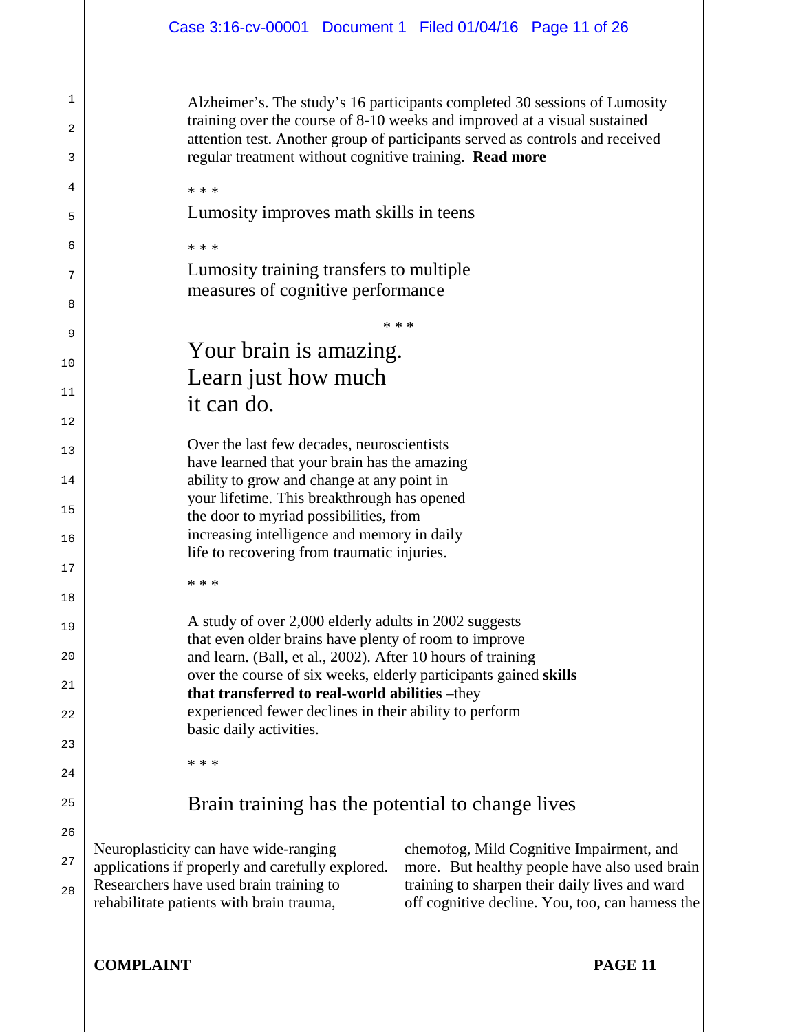Alzheimer's. The study's 16 participants completed 30 sessions of Lumosity training over the course of 8-10 weeks and improved at a visual sustained attention test. Another group of participants served as controls and received regular treatment without cognitive training. **Read more**

\* \* \*

Lumosity improves math skills in teens

\* \* \*

Lumosity training transfers to multiple measures of cognitive performance

\* \* \*

## Your brain is amazing. Learn just how much it can do.

Over the last few decades, neuroscientists have learned that your brain has the amazing ability to grow and change at any point in your lifetime. This breakthrough has opened the door to myriad possibilities, from increasing intelligence and memory in daily life to recovering from traumatic injuries.

\* \* \*

A study of over 2,000 elderly adults in 2002 suggests that even older brains have plenty of room to improve and learn. (Ball, et al., 2002). After 10 hours of training over the course of six weeks, elderly participants gained **skills that transferred to real-world abilities** –they experienced fewer declines in their ability to perform basic daily activities.

\* \* \*

### Brain training has the potential to change lives

Neuroplasticity can have wide-ranging applications if properly and carefully explored. Researchers have used brain training to rehabilitate patients with brain trauma, chemofog, Mild Cognitive Impairment, and more. But healthy people have also used brain training to sharpen their daily lives and ward off cognitive decline. You, too, can harness the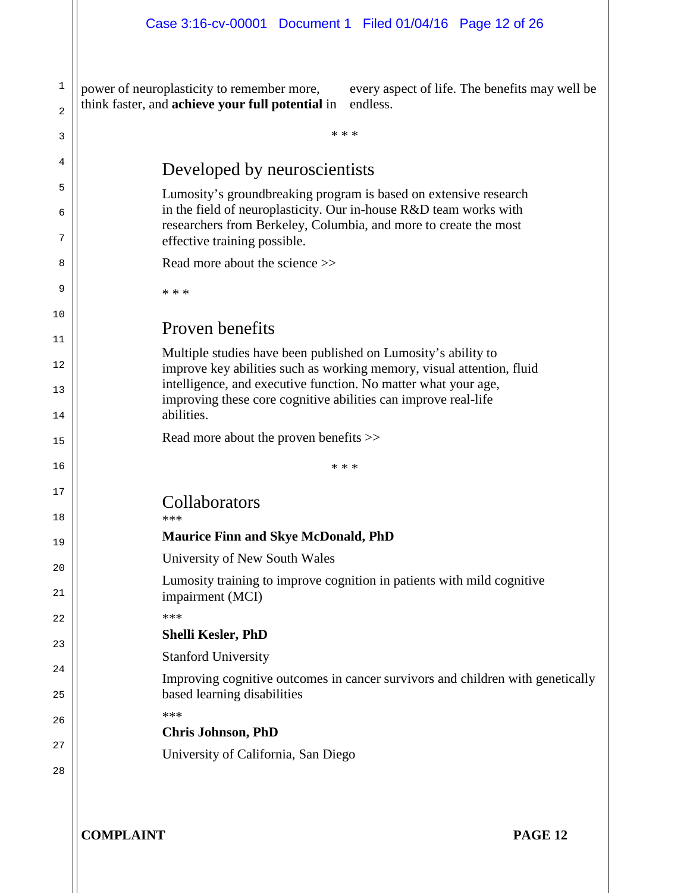power of neuroplasticity to remember more, think faster, and **achieve your full potential** in every aspect of life. The benefits may well be endless.

\* \* \*

## Developed by neuroscientists

Lumosity's groundbreaking program is based on extensive research in the field of neuroplasticity. Our in-house R&D team works with researchers from Berkeley, Columbia, and more to create the most effective training possible.

Read more about the science >>

\* \* \*

## Proven benefits

Multiple studies have been published on Lumosity's ability to improve key abilities such as working memory, visual attention, fluid intelligence, and executive function. No matter what your age, improving these core cognitive abilities can improve real-life abilities.

Read more about the proven benefits >>

\* \* \*

## Collaborators

\*\*\*

**Maurice Finn and Skye McDonald, PhD**

University of New South Wales

Lumosity training to improve cognition in patients with mild cognitive impairment (MCI)

\*\*\*

**Shelli Kesler, PhD**

Stanford University

Improving cognitive outcomes in cancer survivors and children with genetically based learning disabilities

\*\*\*

**Chris Johnson, PhD**

University of California, San Diego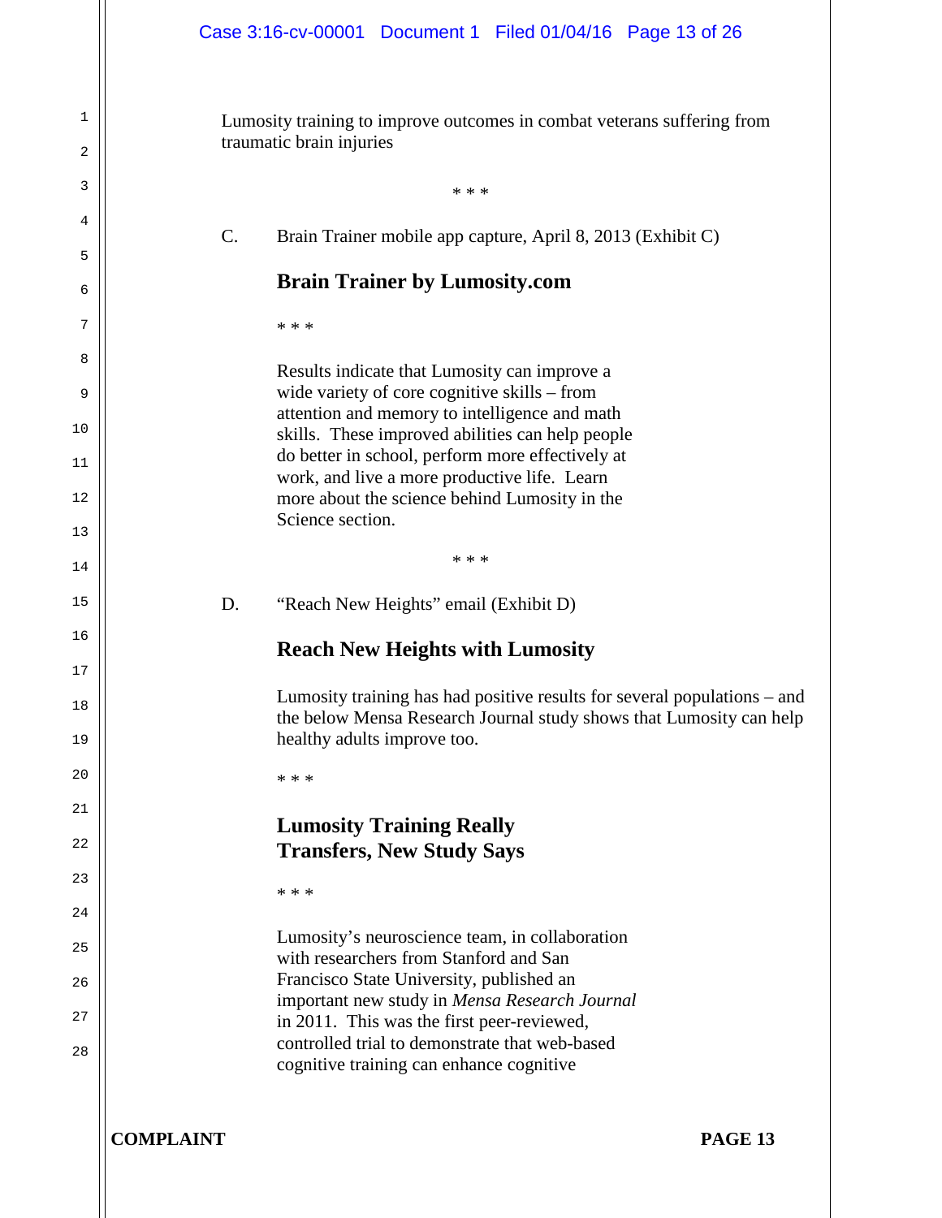Lumosity training to improve outcomes in combat veterans suffering from traumatic brain injuries

\* \* \*

C. Brain Trainer mobile app capture, April 8, 2013 (Exhibit C)

**Brain Trainer by Lumosity.com**

\* \* \*

Results indicate that Lumosity can improve a wide variety of core cognitive skills – from attention and memory to intelligence and math skills. These improved abilities can help people do better in school, perform more effectively at work, and live a more productive life. Learn more about the science behind Lumosity in the Science section.

\* \* \*

D. "Reach New Heights" email (Exhibit D)

**Reach New Heights with Lumosity**

Lumosity training has had positive results for several populations – and the below Mensa Research Journal study shows that Lumosity can help healthy adults improve too.

\* \* \*

**Lumosity Training Really Transfers, New Study Says**

\* \* \*

Lumosity's neuroscience team, in collaboration with researchers from Stanford and San Francisco State University, published an important new study in *Mensa Research Journal* in 2011. This was the first peer-reviewed, controlled trial to demonstrate that web-based cognitive training can enhance cognitive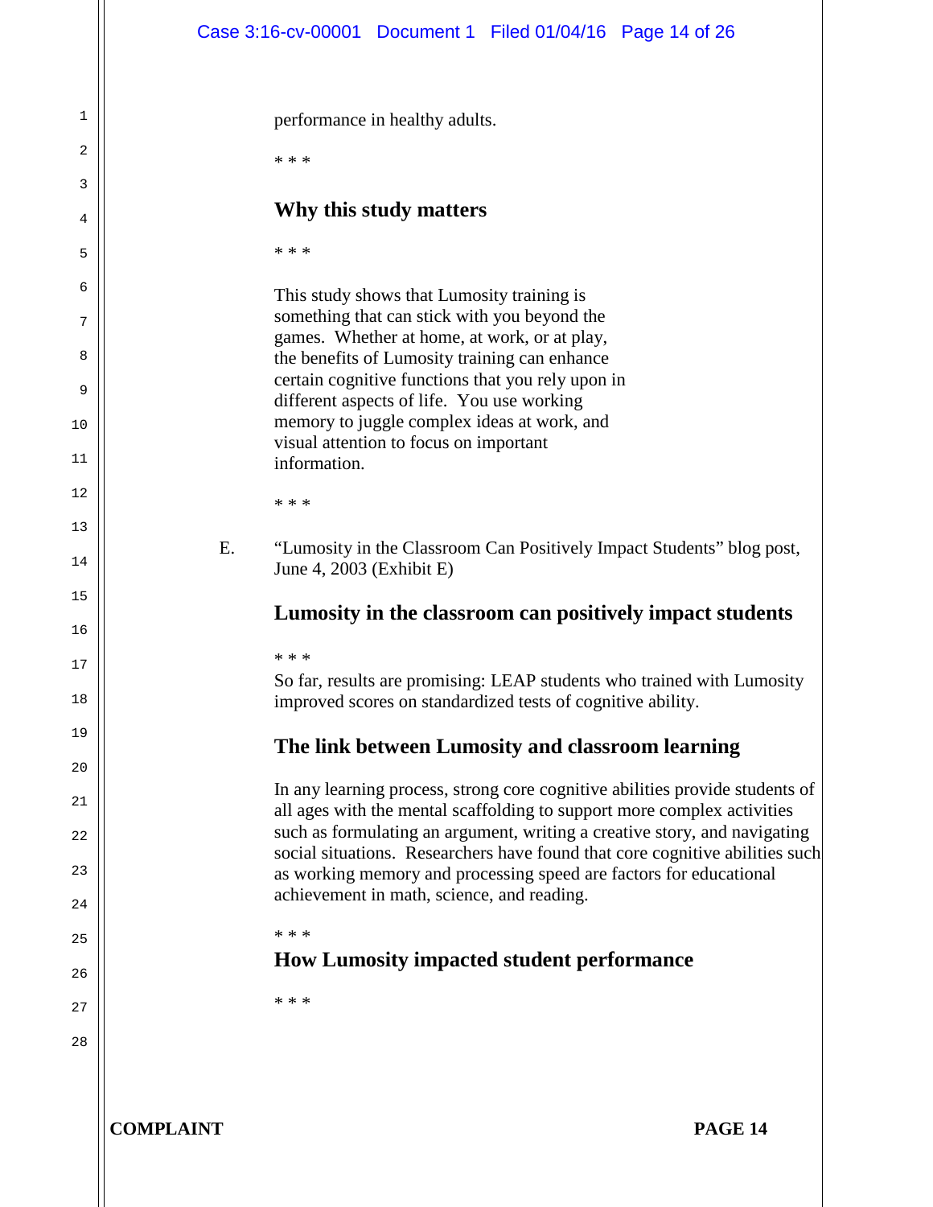performance in healthy adults.

* * *

**Why this study matters**

* * *

This study shows that Lumosity training is something that can stick with you beyond the games. Whether at home, at work, or at play, the benefits of Lumosity training can enhance certain cognitive functions that you rely upon in different aspects of life. You use working memory to juggle complex ideas at work, and visual attention to focus on important information.

* * *

E. "Lumosity in the Classroom Can Positively Impact Students" blog post, June 4, 2003 (Exhibit E)

**Lumosity in the classroom can positively impact students**

* * *

So far, results are promising: LEAP students who trained with Lumosity improved scores on standardized tests of cognitive ability.

**The link between Lumosity and classroom learning**

In any learning process, strong core cognitive abilities provide students of all ages with the mental scaffolding to support more complex activities such as formulating an argument, writing a creative story, and navigating social situations. Researchers have found that core cognitive abilities such as working memory and processing speed are factors for educational achievement in math, science, and reading.

* * *

**How Lumosity impacted student performance**

* * *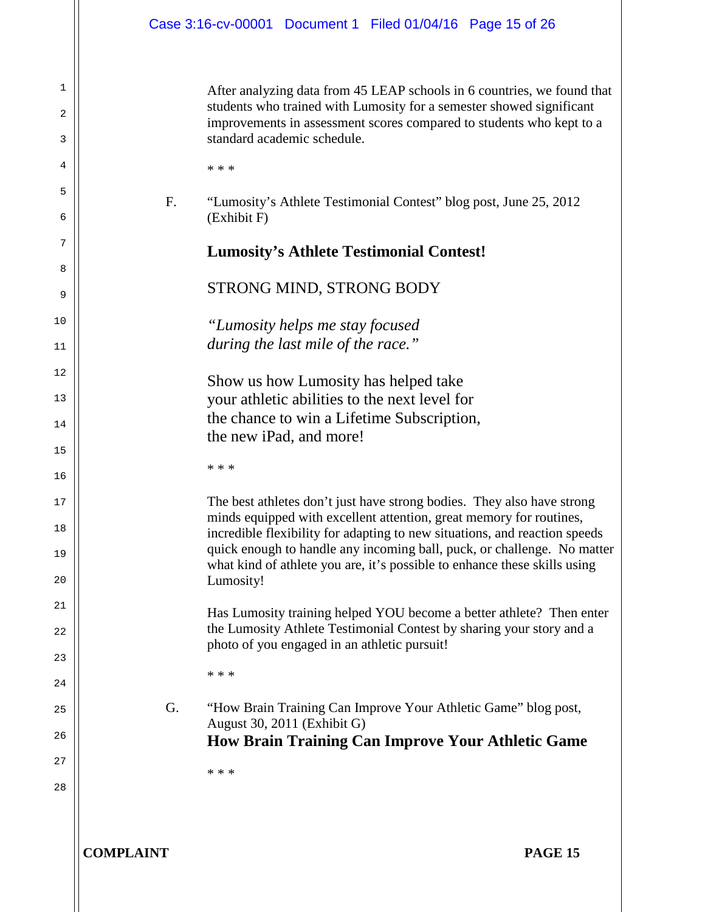After analyzing data from 45 LEAP schools in 6 countries, we found that students who trained with Lumosity for a semester showed significant improvements in assessment scores compared to students who kept to a standard academic schedule.

* * *

F. "Lumosity's Athlete Testimonial Contest" blog post, June 25, 2012 (Exhibit F)

**Lumosity's Athlete Testimonial Contest!**

STRONG MIND, STRONG BODY

*"Lumosity helps me stay focused during the last mile of the race."*

Show us how Lumosity has helped take your athletic abilities to the next level for the chance to win a Lifetime Subscription, the new iPad, and more!

* * *

The best athletes don't just have strong bodies. They also have strong minds equipped with excellent attention, great memory for routines, incredible flexibility for adapting to new situations, and reaction speeds quick enough to handle any incoming ball, puck, or challenge. No matter what kind of athlete you are, it's possible to enhance these skills using Lumosity!

Has Lumosity training helped YOU become a better athlete? Then enter the Lumosity Athlete Testimonial Contest by sharing your story and a photo of you engaged in an athletic pursuit!

* * *

G. "How Brain Training Can Improve Your Athletic Game" blog post, August 30, 2011 (Exhibit G)

**How Brain Training Can Improve Your Athletic Game**

* * *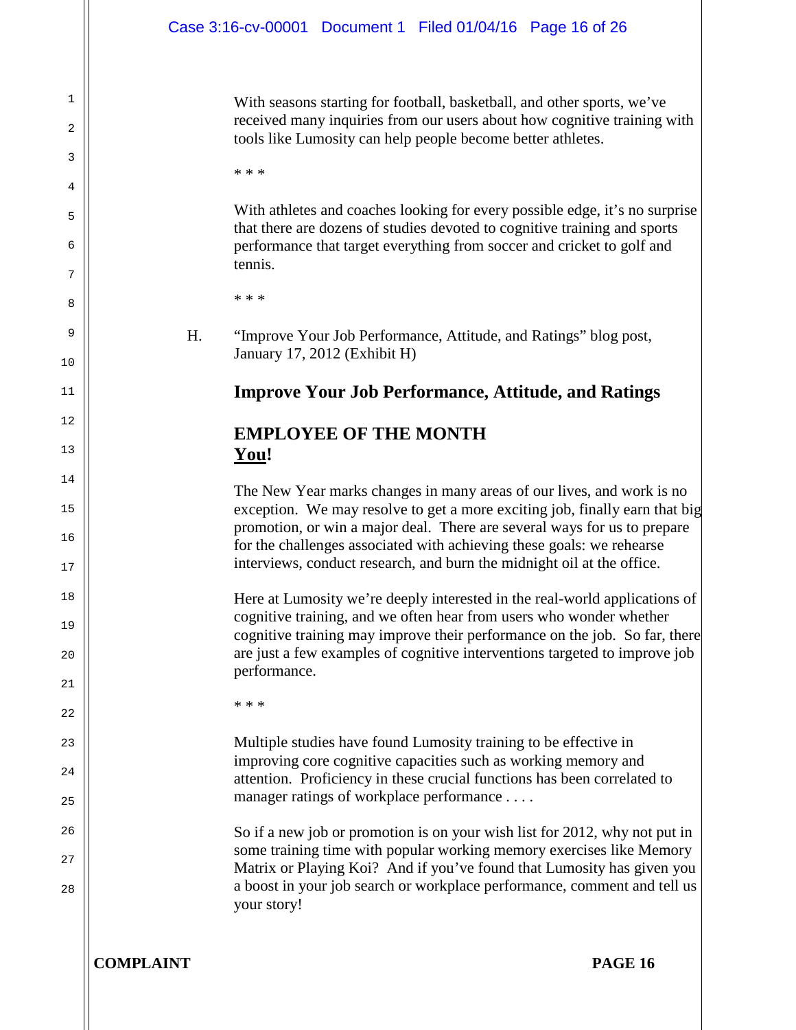With seasons starting for football, basketball, and other sports, we've received many inquiries from our users about how cognitive training with tools like Lumosity can help people become better athletes.

\* \* \*

With athletes and coaches looking for every possible edge, it's no surprise that there are dozens of studies devoted to cognitive training and sports performance that target everything from soccer and cricket to golf and tennis.

\* \* \*

H. "Improve Your Job Performance, Attitude, and Ratings" blog post, January 17, 2012 (Exhibit H)

**Improve Your Job Performance, Attitude, and Ratings**

**EMPLOYEE OF THE MONTH**
**<u>You</u>!**

The New Year marks changes in many areas of our lives, and work is no exception. We may resolve to get a more exciting job, finally earn that big promotion, or win a major deal. There are several ways for us to prepare for the challenges associated with achieving these goals: we rehearse interviews, conduct research, and burn the midnight oil at the office.

Here at Lumosity we're deeply interested in the real-world applications of cognitive training, and we often hear from users who wonder whether cognitive training may improve their performance on the job. So far, there are just a few examples of cognitive interventions targeted to improve job performance.

\* \* \*

Multiple studies have found Lumosity training to be effective in improving core cognitive capacities such as working memory and attention. Proficiency in these crucial functions has been correlated to manager ratings of workplace performance . . . .

So if a new job or promotion is on your wish list for 2012, why not put in some training time with popular working memory exercises like Memory Matrix or Playing Koi? And if you've found that Lumosity has given you a boost in your job search or workplace performance, comment and tell us your story!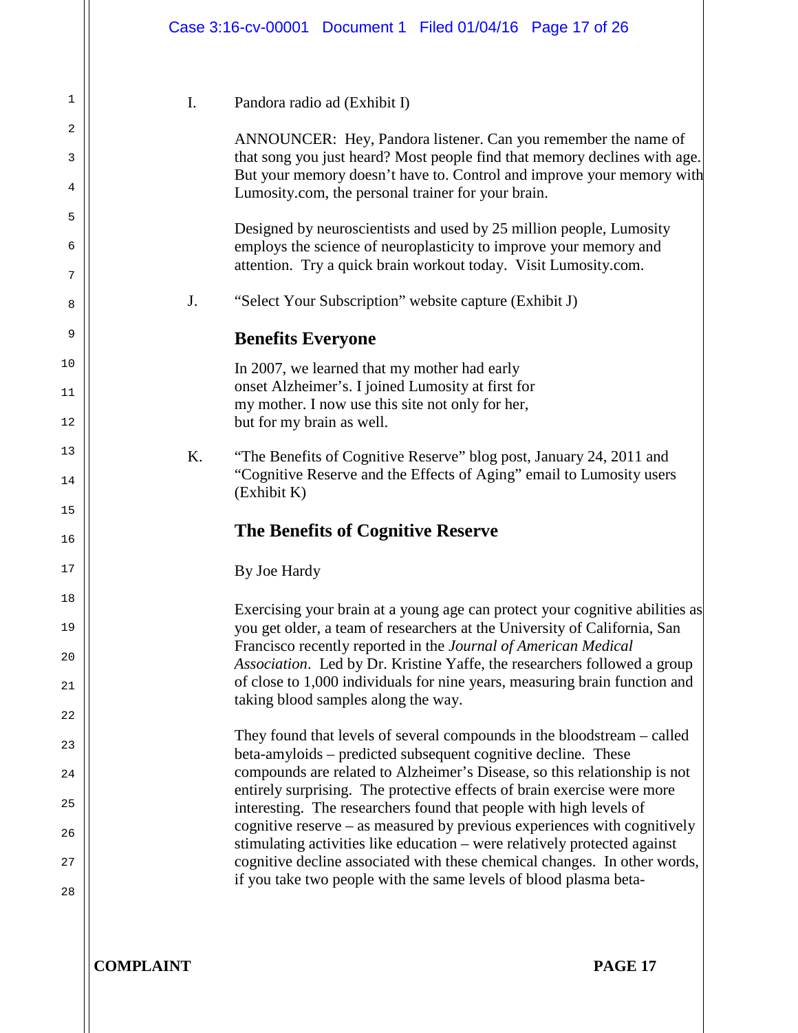I. Pandora radio ad (Exhibit I)

ANNOUNCER: Hey, Pandora listener. Can you remember the name of that song you just heard? Most people find that memory declines with age. But your memory doesn't have to. Control and improve your memory with Lumosity.com, the personal trainer for your brain.

Designed by neuroscientists and used by 25 million people, Lumosity employs the science of neuroplasticity to improve your memory and attention. Try a quick brain workout today. Visit Lumosity.com.

J. "Select Your Subscription" website capture (Exhibit J)

**Benefits Everyone**

In 2007, we learned that my mother had early onset Alzheimer's. I joined Lumosity at first for my mother. I now use this site not only for her, but for my brain as well.

K. "The Benefits of Cognitive Reserve" blog post, January 24, 2011 and "Cognitive Reserve and the Effects of Aging" email to Lumosity users (Exhibit K)

**The Benefits of Cognitive Reserve**

By Joe Hardy

Exercising your brain at a young age can protect your cognitive abilities as you get older, a team of researchers at the University of California, San Francisco recently reported in the *Journal of American Medical Association*. Led by Dr. Kristine Yaffe, the researchers followed a group of close to 1,000 individuals for nine years, measuring brain function and taking blood samples along the way.

They found that levels of several compounds in the bloodstream – called beta-amyloids – predicted subsequent cognitive decline. These compounds are related to Alzheimer's Disease, so this relationship is not entirely surprising. The protective effects of brain exercise were more interesting. The researchers found that people with high levels of cognitive reserve – as measured by previous experiences with cognitively stimulating activities like education – were relatively protected against cognitive decline associated with these chemical changes. In other words, if you take two people with the same levels of blood plasma beta-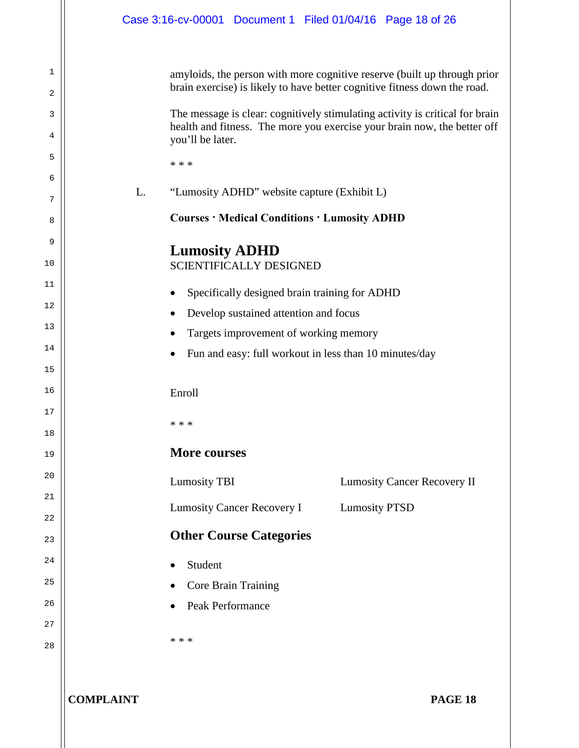amyloids, the person with more cognitive reserve (built up through prior brain exercise) is likely to have better cognitive fitness down the road.

The message is clear: cognitively stimulating activity is critical for brain health and fitness. The more you exercise your brain now, the better off you'll be later.

* * *

L. "Lumosity ADHD" website capture (Exhibit L)

**Courses · Medical Conditions · Lumosity ADHD**

## Lumosity ADHD

SCIENTIFICALLY DESIGNED

- Specifically designed brain training for ADHD
- Develop sustained attention and focus
- Targets improvement of working memory
- Fun and easy: full workout in less than 10 minutes/day

Enroll

* * *

### More courses

Lumosity TBI

Lumosity Cancer Recovery I

Lumosity Cancer Recovery II

Lumosity PTSD

### Other Course Categories

- Student
- Core Brain Training
- Peak Performance

* * *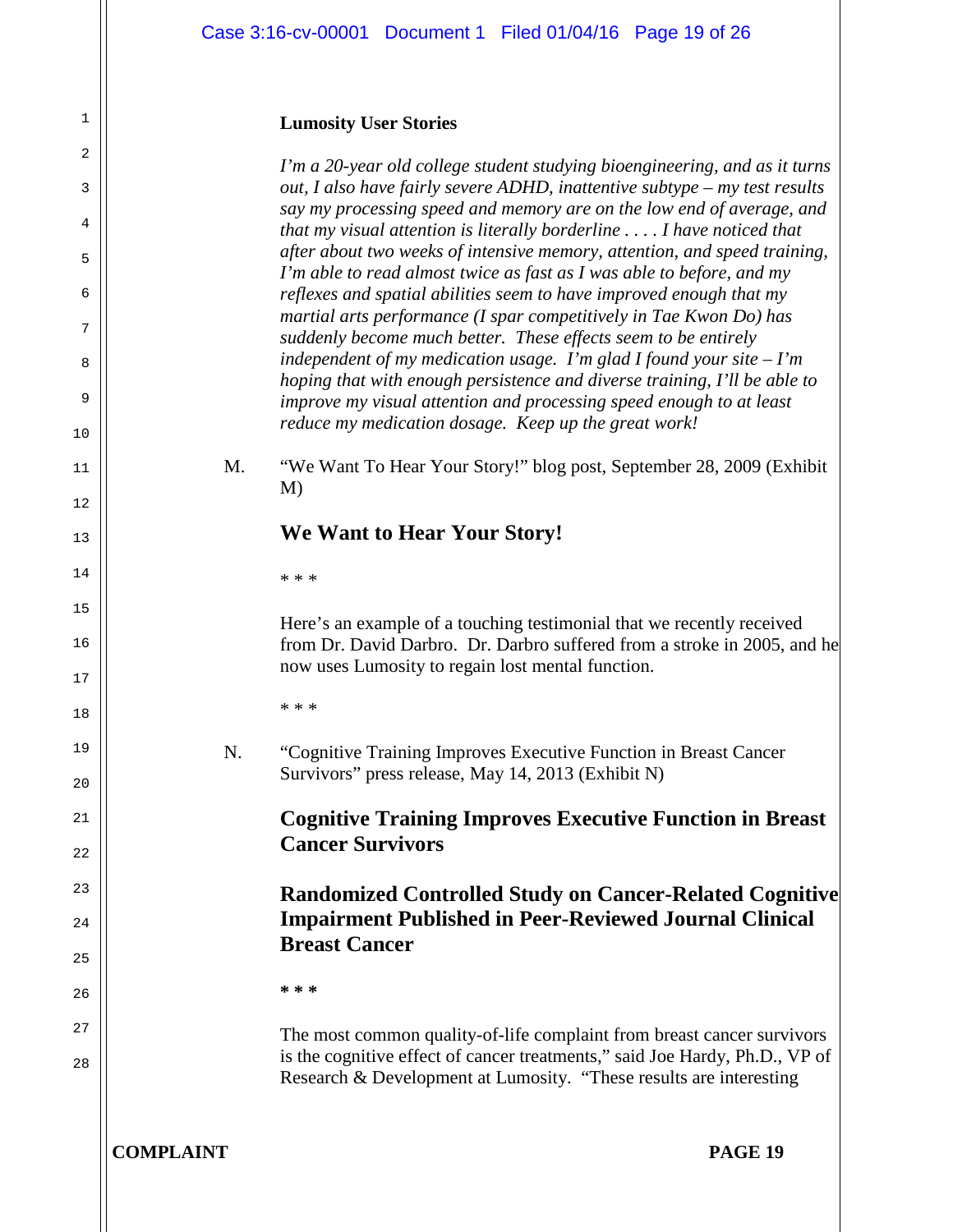**Lumosity User Stories**

*I'm a 20-year old college student studying bioengineering, and as it turns out, I also have fairly severe ADHD, inattentive subtype – my test results say my processing speed and memory are on the low end of average, and that my visual attention is literally borderline . . . . I have noticed that after about two weeks of intensive memory, attention, and speed training, I'm able to read almost twice as fast as I was able to before, and my reflexes and spatial abilities seem to have improved enough that my martial arts performance (I spar competitively in Tae Kwon Do) has suddenly become much better. These effects seem to be entirely independent of my medication usage. I'm glad I found your site – I'm hoping that with enough persistence and diverse training, I'll be able to improve my visual attention and processing speed enough to at least reduce my medication dosage. Keep up the great work!*

M. "We Want To Hear Your Story!" blog post, September 28, 2009 (Exhibit M)

## We Want to Hear Your Story!

* * *

Here's an example of a touching testimonial that we recently received from Dr. David Darbro. Dr. Darbro suffered from a stroke in 2005, and he now uses Lumosity to regain lost mental function.

* * *

N. "Cognitive Training Improves Executive Function in Breast Cancer Survivors" press release, May 14, 2013 (Exhibit N)

## Cognitive Training Improves Executive Function in Breast Cancer Survivors

## Randomized Controlled Study on Cancer-Related Cognitive Impairment Published in Peer-Reviewed Journal Clinical Breast Cancer

**\* \* \***

The most common quality-of-life complaint from breast cancer survivors is the cognitive effect of cancer treatments," said Joe Hardy, Ph.D., VP of Research & Development at Lumosity. "These results are interesting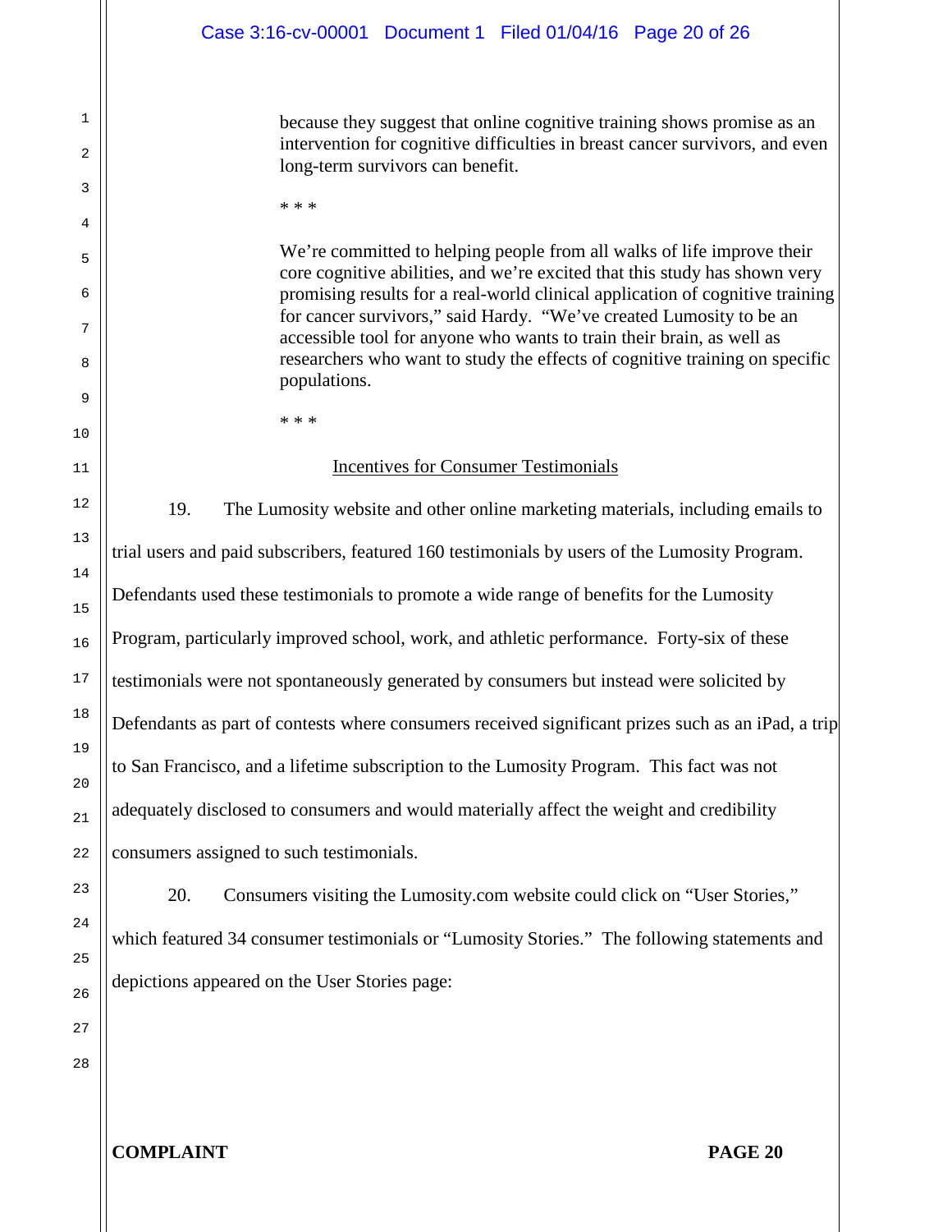> because they suggest that online cognitive training shows promise as an intervention for cognitive difficulties in breast cancer survivors, and even long-term survivors can benefit.
>
> * * *
>
> We're committed to helping people from all walks of life improve their core cognitive abilities, and we're excited that this study has shown very promising results for a real-world clinical application of cognitive training for cancer survivors," said Hardy. "We've created Lumosity to be an accessible tool for anyone who wants to train their brain, as well as researchers who want to study the effects of cognitive training on specific populations.
>
> * * *

<u>Incentives for Consumer Testimonials</u>

19. The Lumosity website and other online marketing materials, including emails to trial users and paid subscribers, featured 160 testimonials by users of the Lumosity Program. Defendants used these testimonials to promote a wide range of benefits for the Lumosity Program, particularly improved school, work, and athletic performance. Forty-six of these testimonials were not spontaneously generated by consumers but instead were solicited by Defendants as part of contests where consumers received significant prizes such as an iPad, a trip to San Francisco, and a lifetime subscription to the Lumosity Program. This fact was not adequately disclosed to consumers and would materially affect the weight and credibility consumers assigned to such testimonials.

20. Consumers visiting the Lumosity.com website could click on "User Stories," which featured 34 consumer testimonials or "Lumosity Stories." The following statements and depictions appeared on the User Stories page: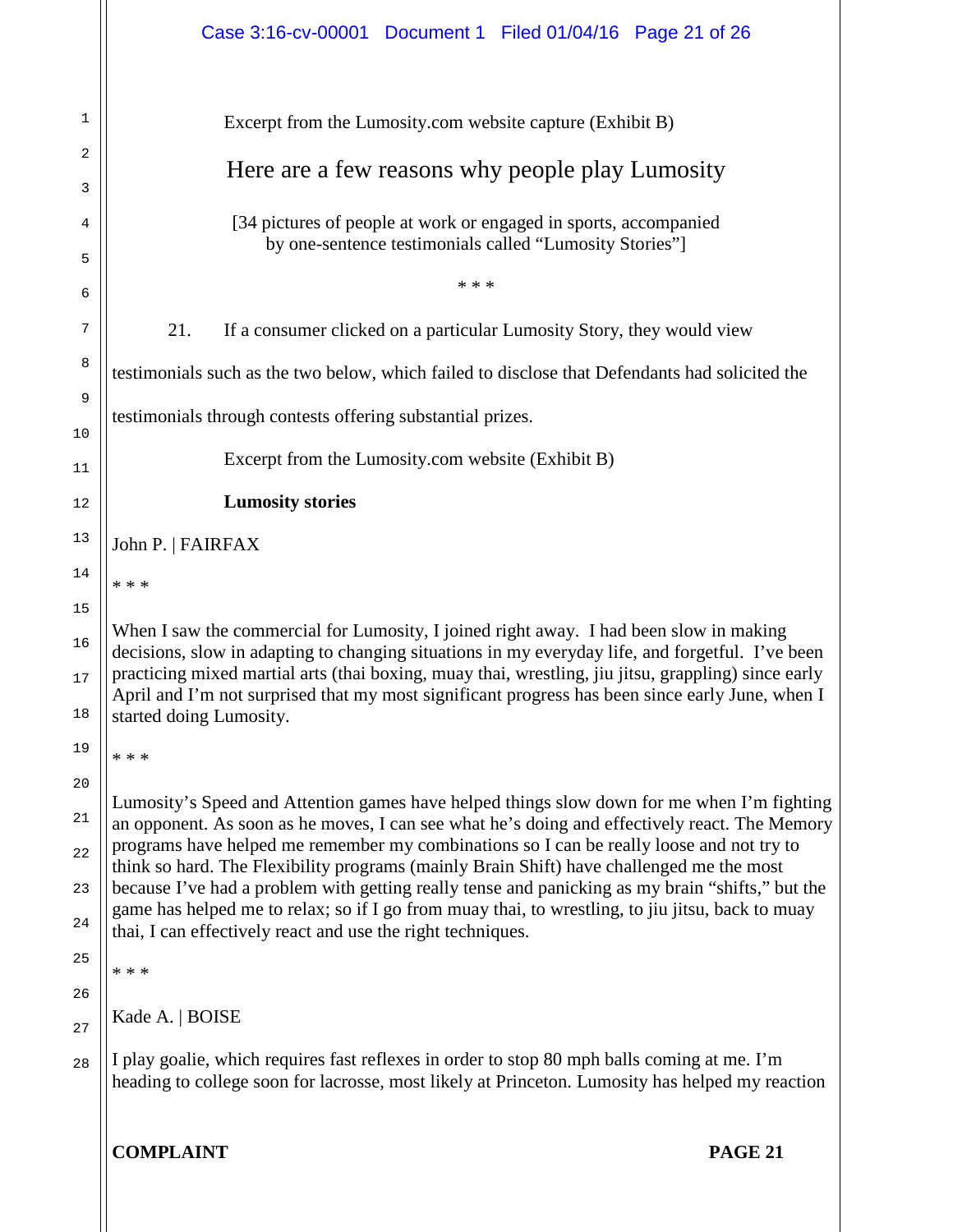Excerpt from the Lumosity.com website capture (Exhibit B)

Here are a few reasons why people play Lumosity

[34 pictures of people at work or engaged in sports, accompanied by one-sentence testimonials called "Lumosity Stories"]

\* \* \*

21. If a consumer clicked on a particular Lumosity Story, they would view testimonials such as the two below, which failed to disclose that Defendants had solicited the testimonials through contests offering substantial prizes.

Excerpt from the Lumosity.com website (Exhibit B)

**Lumosity stories**

John P. | FAIRFAX

\* \* \*

When I saw the commercial for Lumosity, I joined right away. I had been slow in making decisions, slow in adapting to changing situations in my everyday life, and forgetful. I've been practicing mixed martial arts (thai boxing, muay thai, wrestling, jiu jitsu, grappling) since early April and I'm not surprised that my most significant progress has been since early June, when I started doing Lumosity.

\* \* \*

Lumosity's Speed and Attention games have helped things slow down for me when I'm fighting an opponent. As soon as he moves, I can see what he's doing and effectively react. The Memory programs have helped me remember my combinations so I can be really loose and not try to think so hard. The Flexibility programs (mainly Brain Shift) have challenged me the most because I've had a problem with getting really tense and panicking as my brain "shifts," but the game has helped me to relax; so if I go from muay thai, to wrestling, to jiu jitsu, back to muay thai, I can effectively react and use the right techniques.

\* \* \*

Kade A. | BOISE

I play goalie, which requires fast reflexes in order to stop 80 mph balls coming at me. I'm heading to college soon for lacrosse, most likely at Princeton. Lumosity has helped my reaction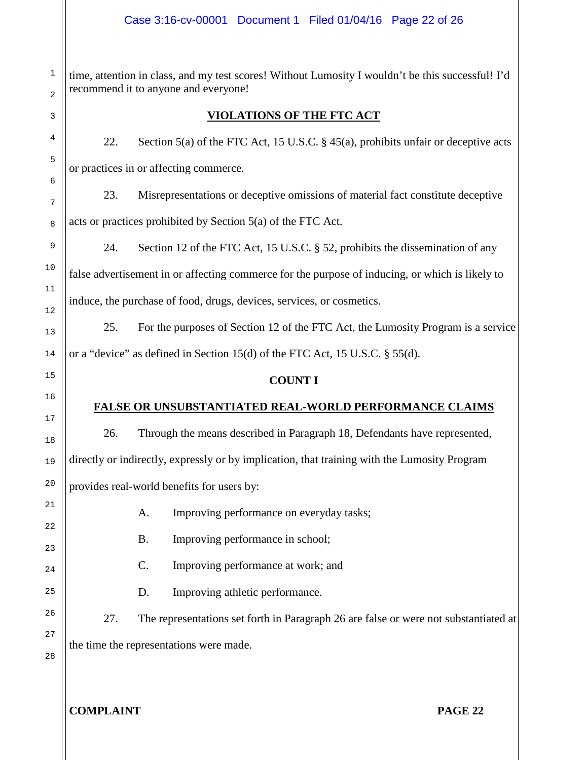time, attention in class, and my test scores! Without Lumosity I wouldn't be this successful! I'd recommend it to anyone and everyone!

## VIOLATIONS OF THE FTC ACT

22. Section 5(a) of the FTC Act, 15 U.S.C. § 45(a), prohibits unfair or deceptive acts or practices in or affecting commerce.

23. Misrepresentations or deceptive omissions of material fact constitute deceptive acts or practices prohibited by Section 5(a) of the FTC Act.

24. Section 12 of the FTC Act, 15 U.S.C. § 52, prohibits the dissemination of any false advertisement in or affecting commerce for the purpose of inducing, or which is likely to induce, the purchase of food, drugs, devices, services, or cosmetics.

25. For the purposes of Section 12 of the FTC Act, the Lumosity Program is a service or a "device" as defined in Section 15(d) of the FTC Act, 15 U.S.C. § 55(d).

## COUNT I

## FALSE OR UNSUBSTANTIATED REAL-WORLD PERFORMANCE CLAIMS

26. Through the means described in Paragraph 18, Defendants have represented, directly or indirectly, expressly or by implication, that training with the Lumosity Program provides real-world benefits for users by:

A. Improving performance on everyday tasks;

B. Improving performance in school;

C. Improving performance at work; and

D. Improving athletic performance.

27. The representations set forth in Paragraph 26 are false or were not substantiated at the time the representations were made.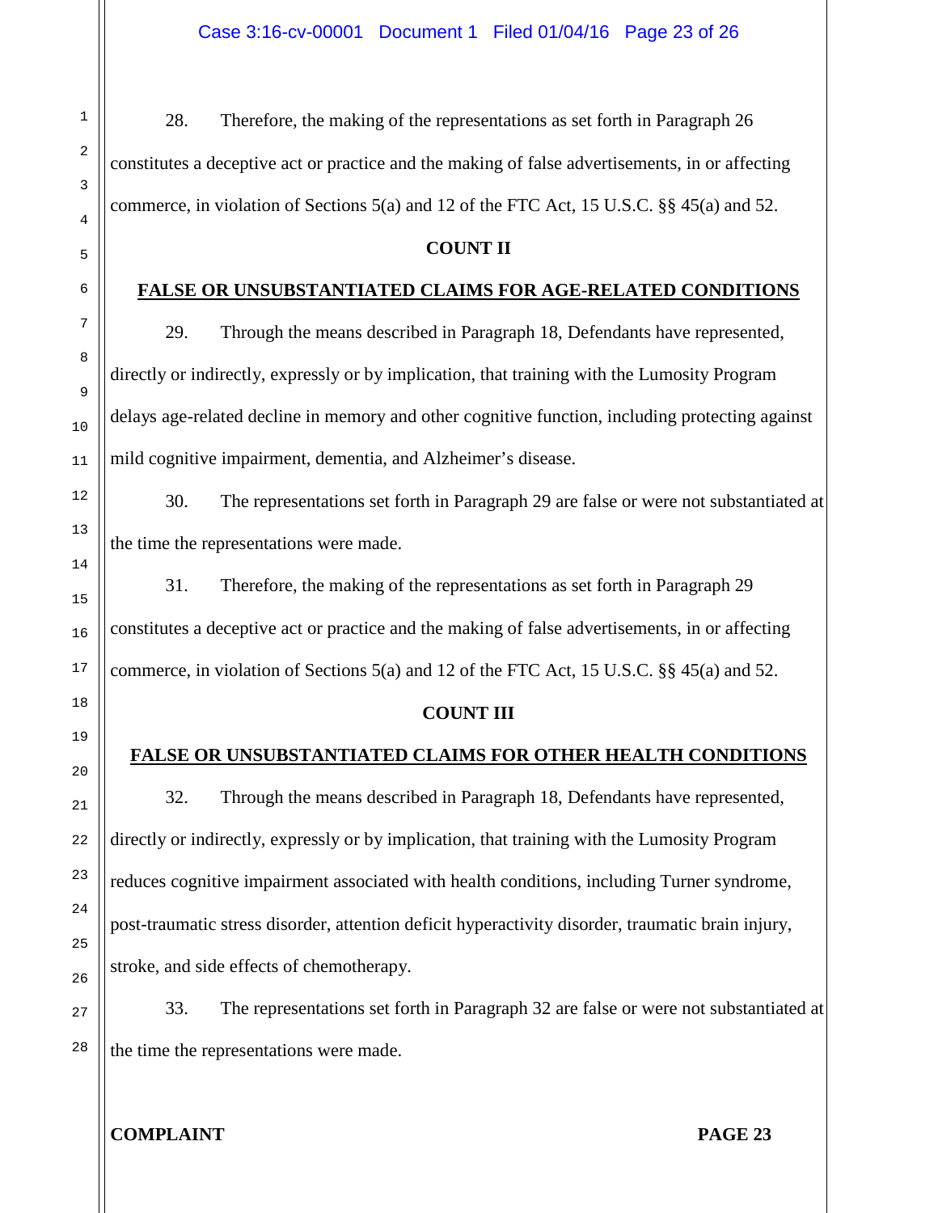28. Therefore, the making of the representations as set forth in Paragraph 26 constitutes a deceptive act or practice and the making of false advertisements, in or affecting commerce, in violation of Sections 5(a) and 12 of the FTC Act, 15 U.S.C. §§ 45(a) and 52.

**COUNT II**

**FALSE OR UNSUBSTANTIATED CLAIMS FOR AGE-RELATED CONDITIONS**

29. Through the means described in Paragraph 18, Defendants have represented, directly or indirectly, expressly or by implication, that training with the Lumosity Program delays age-related decline in memory and other cognitive function, including protecting against mild cognitive impairment, dementia, and Alzheimer's disease.

30. The representations set forth in Paragraph 29 are false or were not substantiated at the time the representations were made.

31. Therefore, the making of the representations as set forth in Paragraph 29 constitutes a deceptive act or practice and the making of false advertisements, in or affecting commerce, in violation of Sections 5(a) and 12 of the FTC Act, 15 U.S.C. §§ 45(a) and 52.

**COUNT III**

**FALSE OR UNSUBSTANTIATED CLAIMS FOR OTHER HEALTH CONDITIONS**

32. Through the means described in Paragraph 18, Defendants have represented, directly or indirectly, expressly or by implication, that training with the Lumosity Program reduces cognitive impairment associated with health conditions, including Turner syndrome, post-traumatic stress disorder, attention deficit hyperactivity disorder, traumatic brain injury, stroke, and side effects of chemotherapy.

33. The representations set forth in Paragraph 32 are false or were not substantiated at the time the representations were made.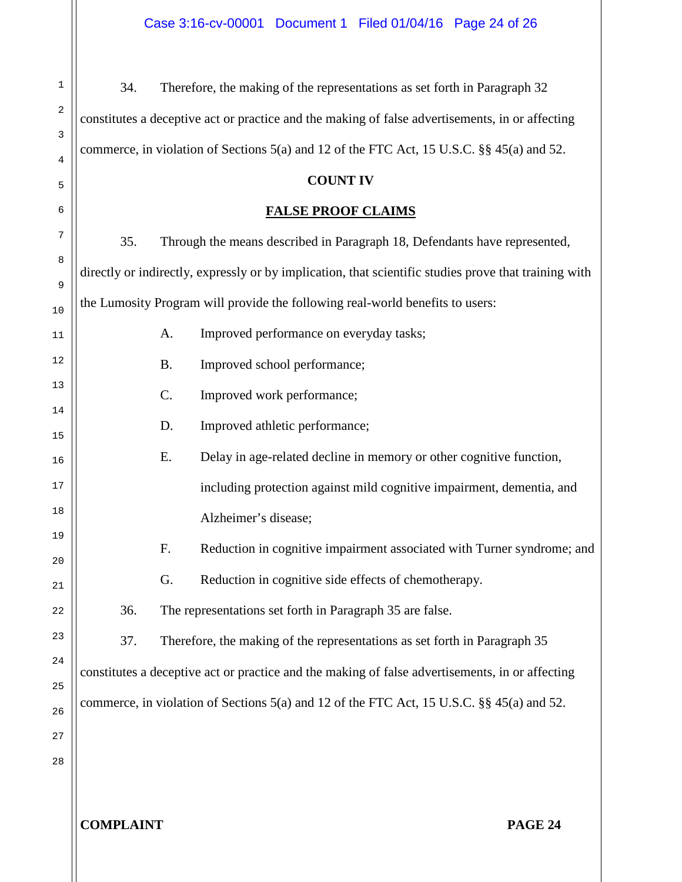34. Therefore, the making of the representations as set forth in Paragraph 32 constitutes a deceptive act or practice and the making of false advertisements, in or affecting commerce, in violation of Sections 5(a) and 12 of the FTC Act, 15 U.S.C. §§ 45(a) and 52.

**COUNT IV**

**FALSE PROOF CLAIMS**

35. Through the means described in Paragraph 18, Defendants have represented, directly or indirectly, expressly or by implication, that scientific studies prove that training with the Lumosity Program will provide the following real-world benefits to users:

A. Improved performance on everyday tasks;

B. Improved school performance;

C. Improved work performance;

D. Improved athletic performance;

E. Delay in age-related decline in memory or other cognitive function, including protection against mild cognitive impairment, dementia, and Alzheimer's disease;

F. Reduction in cognitive impairment associated with Turner syndrome; and

G. Reduction in cognitive side effects of chemotherapy.

36. The representations set forth in Paragraph 35 are false.

37. Therefore, the making of the representations as set forth in Paragraph 35 constitutes a deceptive act or practice and the making of false advertisements, in or affecting commerce, in violation of Sections 5(a) and 12 of the FTC Act, 15 U.S.C. §§ 45(a) and 52.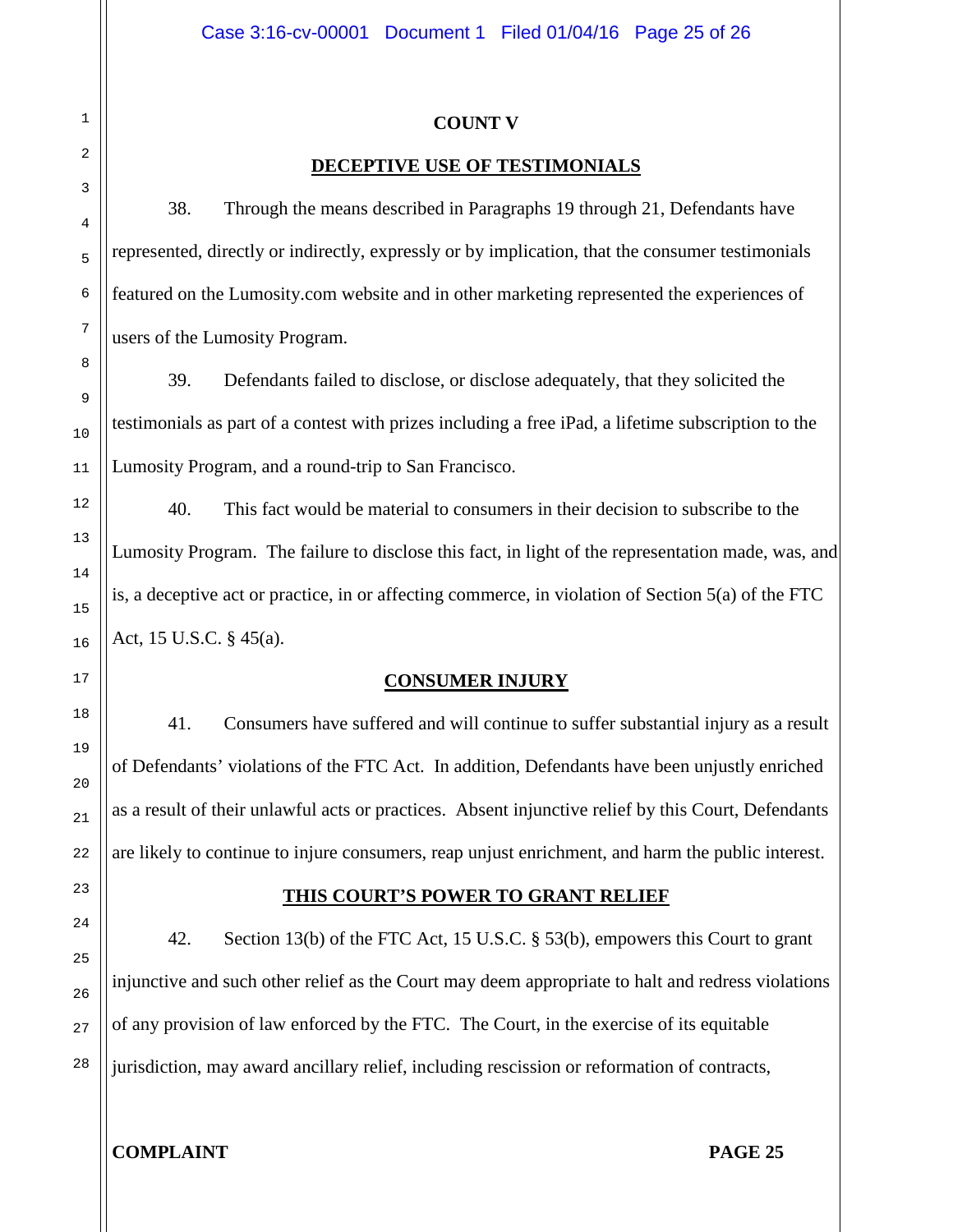**COUNT V**

**DECEPTIVE USE OF TESTIMONIALS**

38. Through the means described in Paragraphs 19 through 21, Defendants have represented, directly or indirectly, expressly or by implication, that the consumer testimonials featured on the Lumosity.com website and in other marketing represented the experiences of users of the Lumosity Program.

39. Defendants failed to disclose, or disclose adequately, that they solicited the testimonials as part of a contest with prizes including a free iPad, a lifetime subscription to the Lumosity Program, and a round-trip to San Francisco.

40. This fact would be material to consumers in their decision to subscribe to the Lumosity Program. The failure to disclose this fact, in light of the representation made, was, and is, a deceptive act or practice, in or affecting commerce, in violation of Section 5(a) of the FTC Act, 15 U.S.C. § 45(a).

**CONSUMER INJURY**

41. Consumers have suffered and will continue to suffer substantial injury as a result of Defendants' violations of the FTC Act. In addition, Defendants have been unjustly enriched as a result of their unlawful acts or practices. Absent injunctive relief by this Court, Defendants are likely to continue to injure consumers, reap unjust enrichment, and harm the public interest.

**THIS COURT'S POWER TO GRANT RELIEF**

42. Section 13(b) of the FTC Act, 15 U.S.C. § 53(b), empowers this Court to grant injunctive and such other relief as the Court may deem appropriate to halt and redress violations of any provision of law enforced by the FTC. The Court, in the exercise of its equitable jurisdiction, may award ancillary relief, including rescission or reformation of contracts,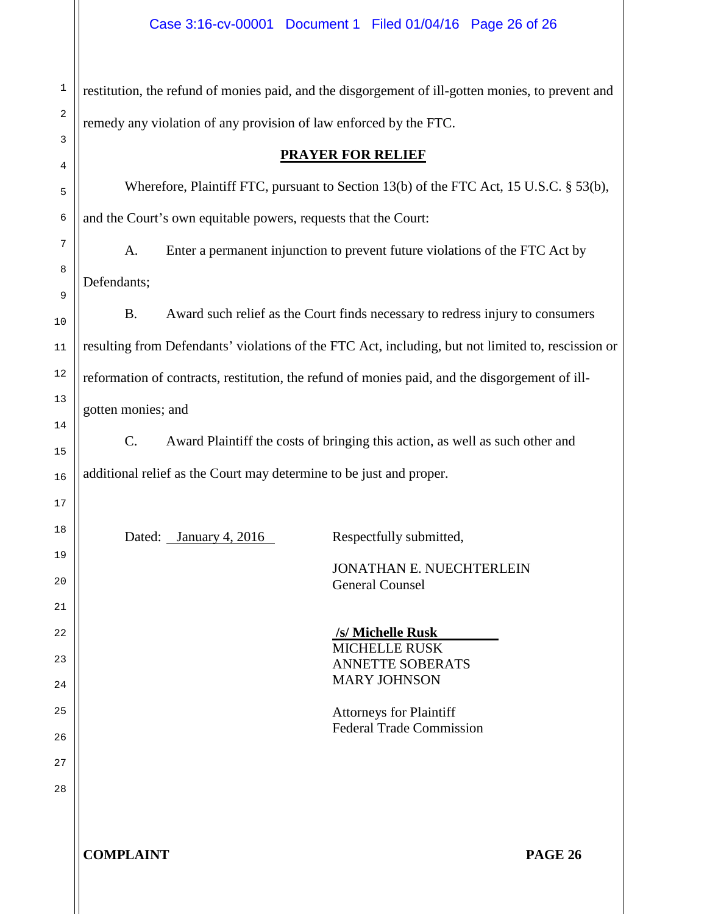restitution, the refund of monies paid, and the disgorgement of ill-gotten monies, to prevent and remedy any violation of any provision of law enforced by the FTC.

## PRAYER FOR RELIEF

Wherefore, Plaintiff FTC, pursuant to Section 13(b) of the FTC Act, 15 U.S.C. § 53(b), and the Court's own equitable powers, requests that the Court:

A. Enter a permanent injunction to prevent future violations of the FTC Act by Defendants;

B. Award such relief as the Court finds necessary to redress injury to consumers resulting from Defendants' violations of the FTC Act, including, but not limited to, rescission or reformation of contracts, restitution, the refund of monies paid, and the disgorgement of ill-gotten monies; and

C. Award Plaintiff the costs of bringing this action, as well as such other and additional relief as the Court may determine to be just and proper.

Dated: January 4, 2016

Respectfully submitted,

JONATHAN E. NUECHTERLEIN
General Counsel

**/s/ Michelle Rusk**
MICHELLE RUSK
ANNETTE SOBERATS
MARY JOHNSON

Attorneys for Plaintiff
Federal Trade Commission

**COMPLAINT**